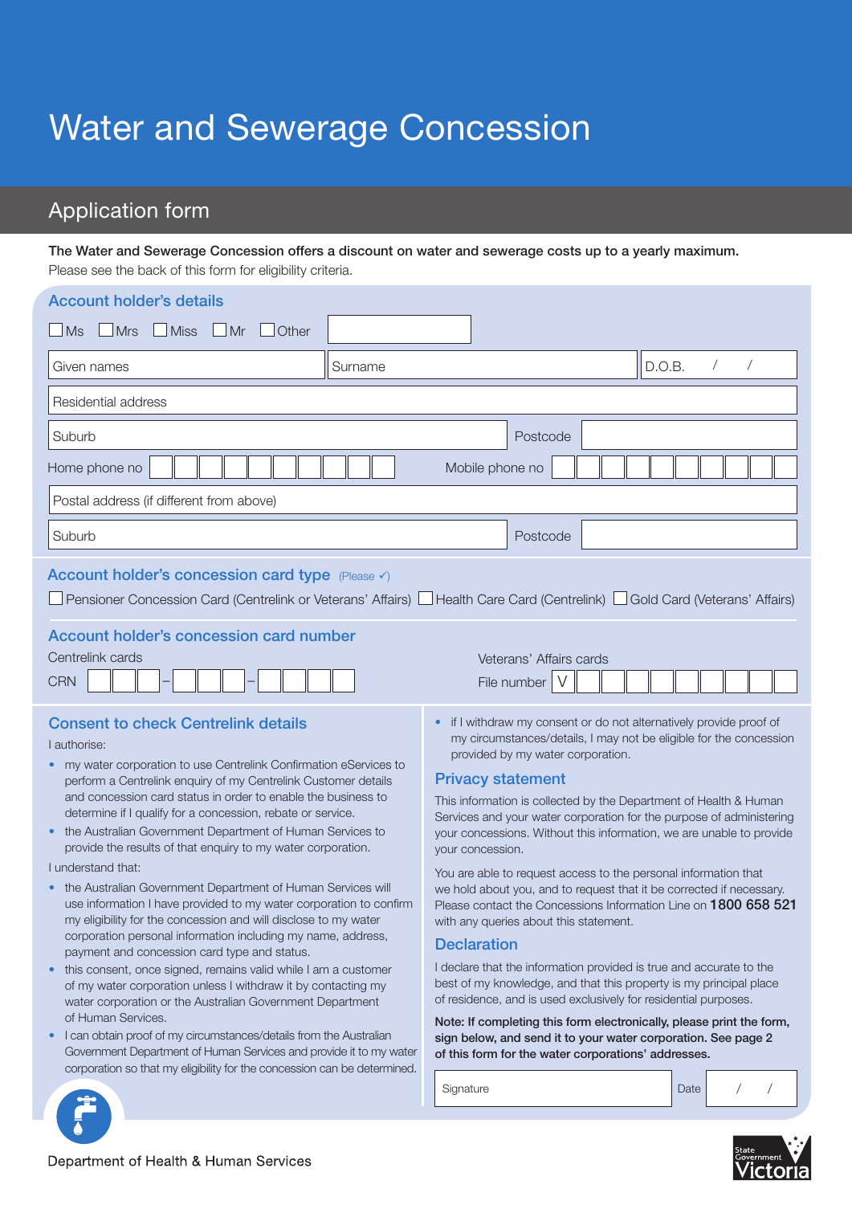# Water and Sewerage Concession

## Application form

**The Water and Sewerage Concession offers a discount on water and sewerage costs up to a yearly maximum.**
Please see the back of this form for eligibility criteria.

### Account holder's details

☐ Ms ☐ Mrs ☐ Miss ☐ Mr ☐ Other

| Given names | Surname | D.O.B. / / |
|---|---|---|

| Residential address |
|---|

| Suburb | Postcode | |
|---|---|---|

Home phone no ☐☐☐☐☐☐☐☐☐☐ Mobile phone no ☐☐☐☐☐☐☐☐☐☐

| Postal address (if different from above) |
|---|

| Suburb | Postcode | |
|---|---|---|

### Account holder's concession card type (Please ✓)

☐ Pensioner Concession Card (Centrelink or Veterans' Affairs) ☐ Health Care Card (Centrelink) ☐ Gold Card (Veterans' Affairs)

### Account holder's concession card number

Centrelink cards

CRN ☐☐☐–☐☐☐–☐☐☐☐

Veterans' Affairs cards

File number V ☐☐☐☐☐☐☐☐☐

### Consent to check Centrelink details

I authorise:

- my water corporation to use Centrelink Confirmation eServices to perform a Centrelink enquiry of my Centrelink Customer details and concession card status in order to enable the business to determine if I qualify for a concession, rebate or service.
- the Australian Government Department of Human Services to provide the results of that enquiry to my water corporation.

I understand that:

- the Australian Government Department of Human Services will use information I have provided to my water corporation to confirm my eligibility for the concession and will disclose to my water corporation personal information including my name, address, payment and concession card type and status.
- this consent, once signed, remains valid while I am a customer of my water corporation unless I withdraw it by contacting my water corporation or the Australian Government Department of Human Services.
- I can obtain proof of my circumstances/details from the Australian Government Department of Human Services and provide it to my water corporation so that my eligibility for the concession can be determined.
- if I withdraw my consent or do not alternatively provide proof of my circumstances/details, I may not be eligible for the concession provided by my water corporation.

### Privacy statement

This information is collected by the Department of Health & Human Services and your water corporation for the purpose of administering your concessions. Without this information, we are unable to provide your concession.

You are able to request access to the personal information that we hold about you, and to request that it be corrected if necessary. Please contact the Concessions Information Line on **1800 658 521** with any queries about this statement.

### Declaration

I declare that the information provided is true and accurate to the best of my knowledge, and that this property is my principal place of residence, and is used exclusively for residential purposes.

**Note: If completing this form electronically, please print the form, sign below, and send it to your water corporation. See page 2 of this form for the water corporations' addresses.**

| Signature | Date / / |
|---|---|

Department of Health & Human Services

State Government Victoria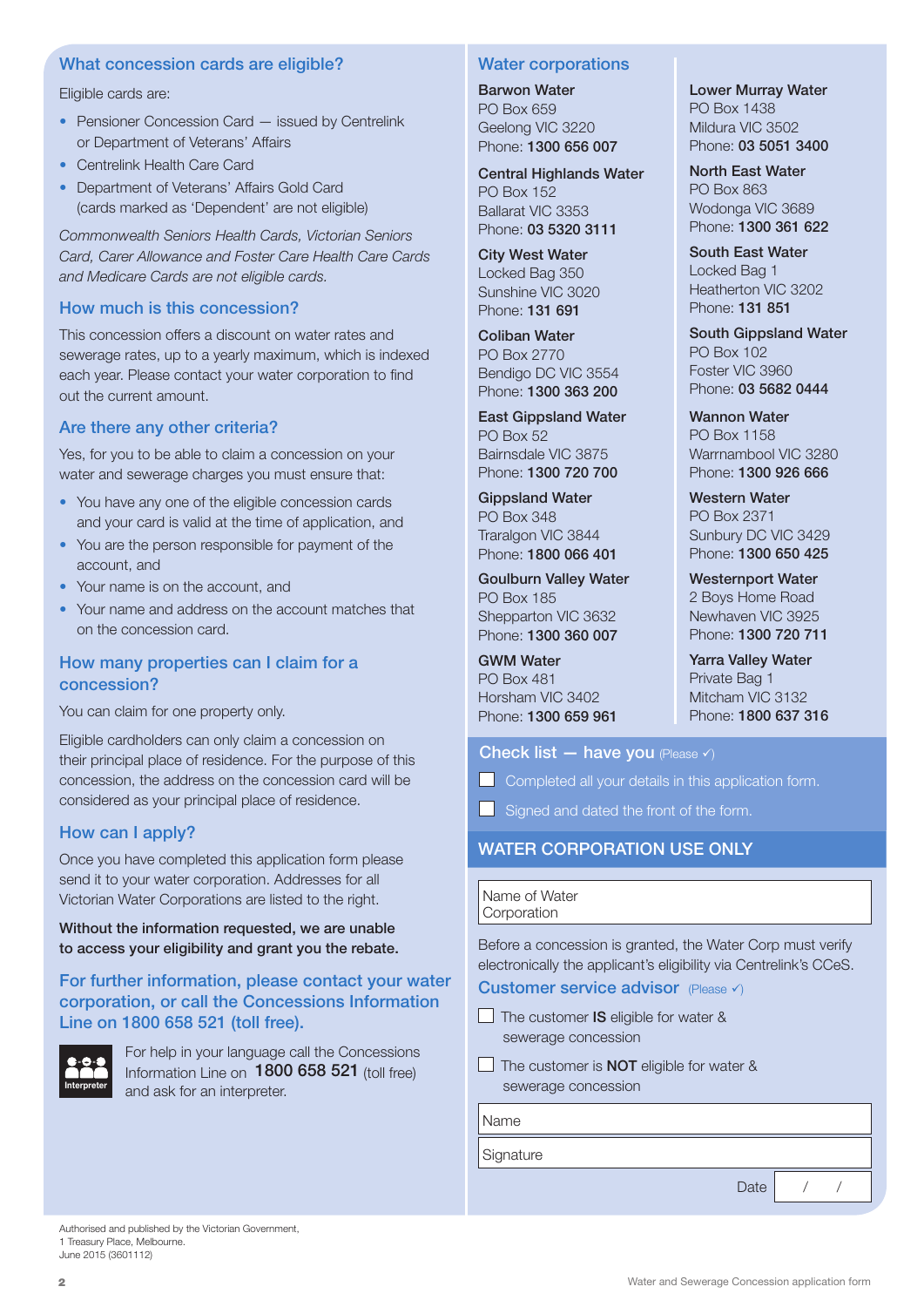## What concession cards are eligible?

Eligible cards are:

- Pensioner Concession Card — issued by Centrelink or Department of Veterans' Affairs
- Centrelink Health Care Card
- Department of Veterans' Affairs Gold Card (cards marked as 'Dependent' are not eligible)

*Commonwealth Seniors Health Cards, Victorian Seniors Card, Carer Allowance and Foster Care Health Care Cards and Medicare Cards are not eligible cards.*

## How much is this concession?

This concession offers a discount on water rates and sewerage rates, up to a yearly maximum, which is indexed each year. Please contact your water corporation to find out the current amount.

## Are there any other criteria?

Yes, for you to be able to claim a concession on your water and sewerage charges you must ensure that:

- You have any one of the eligible concession cards and your card is valid at the time of application, and
- You are the person responsible for payment of the account, and
- Your name is on the account, and
- Your name and address on the account matches that on the concession card.

## How many properties can I claim for a concession?

You can claim for one property only.

Eligible cardholders can only claim a concession on their principal place of residence. For the purpose of this concession, the address on the concession card will be considered as your principal place of residence.

## How can I apply?

Once you have completed this application form please send it to your water corporation. Addresses for all Victorian Water Corporations are listed to the right.

**Without the information requested, we are unable to access your eligibility and grant you the rebate.**

## For further information, please contact your water corporation, or call the Concessions Information Line on 1800 658 521 (toll free).

Interpreter

For help in your language call the Concessions Information Line on **1800 658 521** (toll free) and ask for an interpreter.

## Water corporations

**Barwon Water**
PO Box 659
Geelong VIC 3220
Phone: **1300 656 007**

**Central Highlands Water**
PO Box 152
Ballarat VIC 3353
Phone: **03 5320 3111**

**City West Water**
Locked Bag 350
Sunshine VIC 3020
Phone: **131 691**

**Coliban Water**
PO Box 2770
Bendigo DC VIC 3554
Phone: **1300 363 200**

**East Gippsland Water**
PO Box 52
Bairnsdale VIC 3875
Phone: **1300 720 700**

**Gippsland Water**
PO Box 348
Traralgon VIC 3844
Phone: **1800 066 401**

**Goulburn Valley Water**
PO Box 185
Shepparton VIC 3632
Phone: **1300 360 007**

**GWM Water**
PO Box 481
Horsham VIC 3402
Phone: **1300 659 961**

**Lower Murray Water**
PO Box 1438
Mildura VIC 3502
Phone: **03 5051 3400**

**North East Water**
PO Box 863
Wodonga VIC 3689
Phone: **1300 361 622**

**South East Water**
Locked Bag 1
Heatherton VIC 3202
Phone: **131 851**

**South Gippsland Water**
PO Box 102
Foster VIC 3960
Phone: **03 5682 0444**

**Wannon Water**
PO Box 1158
Warrnambool VIC 3280
Phone: **1300 926 666**

**Western Water**
PO Box 2371
Sunbury DC VIC 3429
Phone: **1300 650 425**

**Westernport Water**
2 Boys Home Road
Newhaven VIC 3925
Phone: **1300 720 711**

**Yarra Valley Water**
Private Bag 1
Mitcham VIC 3132
Phone: **1800 637 316**

## Check list — have you (Please ✓)

- ☐ Completed all your details in this application form.
- ☐ Signed and dated the front of the form.

## WATER CORPORATION USE ONLY

Name of Water Corporation: ____________________

Before a concession is granted, the Water Corp must verify electronically the applicant's eligibility via Centrelink's CCeS.

### Customer service advisor (Please ✓)

- ☐ The customer **IS** eligible for water & sewerage concession
- ☐ The customer is **NOT** eligible for water & sewerage concession

Name: ____________________

Signature: ____________________

Date: / /

Authorised and published by the Victorian Government,
1 Treasury Place, Melbourne.
June 2015 (3601112)